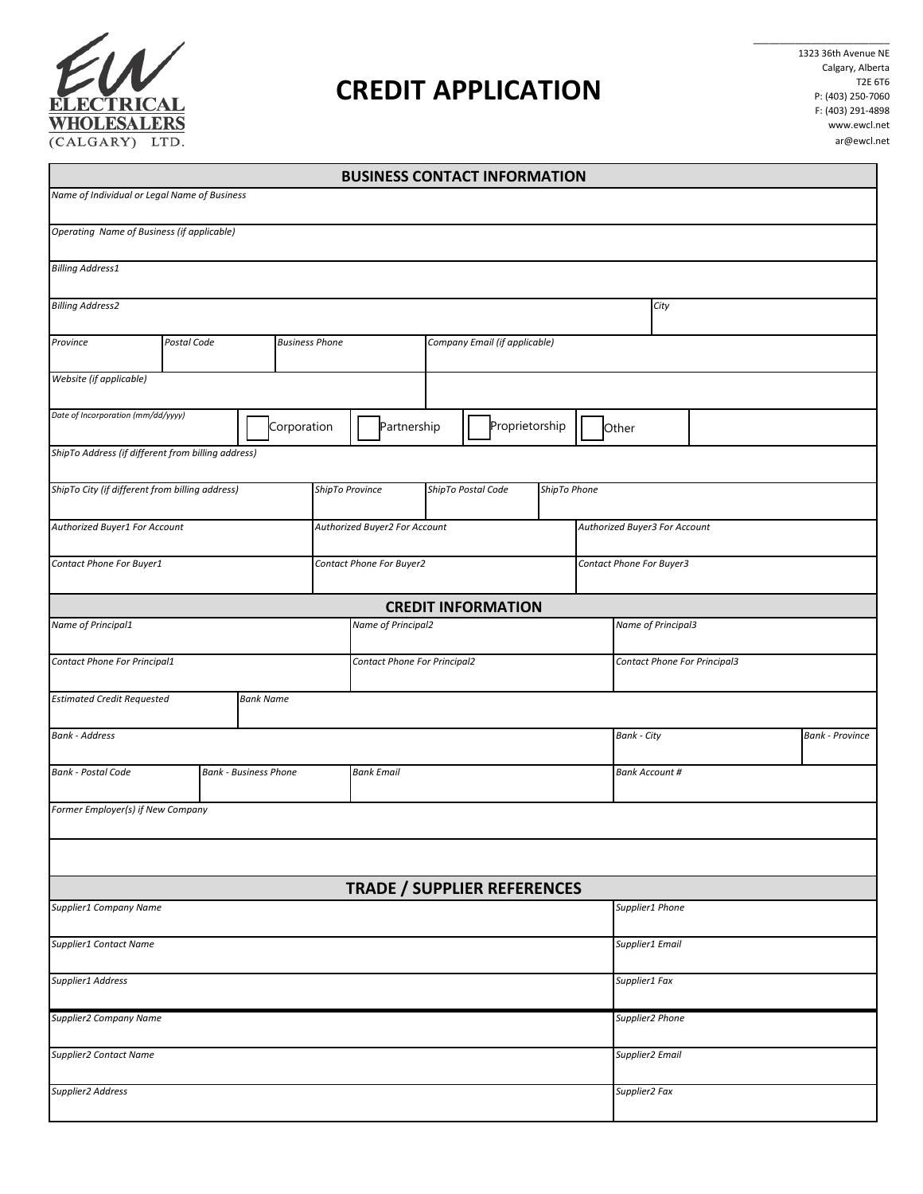**EW ELECTRICAL WHOLESALERS (CALGARY) LTD.**

# CREDIT APPLICATION

1323 36th Avenue NE
Calgary, Alberta
T2E 6T6
P: (403) 250-7060
F: (403) 291-4898
www.ewcl.net
ar@ewcl.net

## BUSINESS CONTACT INFORMATION

| | | | | | |
|---|---|---|---|---|---|
| *Name of Individual or Legal Name of Business* | | | | | |
| *Operating Name of Business (if applicable)* | | | | | |
| *Billing Address1* | | | | | |
| *Billing Address2* | | | | *City* | |
| *Province* | *Postal Code* | *Business Phone* | *Company Email (if applicable)* | | |
| *Website (if applicable)* | | | | | |
| *Date of Incorporation (mm/dd/yyyy)* | ☐ Corporation | ☐ Partnership | ☐ Proprietorship | ☐ Other | |
| *ShipTo Address (if different from billing address)* | | | | | |
| *ShipTo City (if different from billing address)* | *ShipTo Province* | *ShipTo Postal Code* | *ShipTo Phone* | | |
| *Authorized Buyer1 For Account* | *Authorized Buyer2 For Account* | *Authorized Buyer3 For Account* | | | |
| *Contact Phone For Buyer1* | *Contact Phone For Buyer2* | *Contact Phone For Buyer3* | | | |

## CREDIT INFORMATION

| | | | | |
|---|---|---|---|---|
| *Name of Principal1* | *Name of Principal2* | *Name of Principal3* | | |
| *Contact Phone For Principal1* | *Contact Phone For Principal2* | *Contact Phone For Principal3* | | |
| *Estimated Credit Requested* | *Bank Name* | | | |
| *Bank - Address* | | *Bank - City* | *Bank - Province* | |
| *Bank - Postal Code* | *Bank - Business Phone* | *Bank Email* | *Bank Account #* | |
| *Former Employer(s) if New Company* | | | | |

## TRADE / SUPPLIER REFERENCES

| | |
|---|---|
| *Supplier1 Company Name* | *Supplier1 Phone* |
| *Supplier1 Contact Name* | *Supplier1 Email* |
| *Supplier1 Address* | *Supplier1 Fax* |
| *Supplier2 Company Name* | *Supplier2 Phone* |
| *Supplier2 Contact Name* | *Supplier2 Email* |
| *Supplier2 Address* | *Supplier2 Fax* |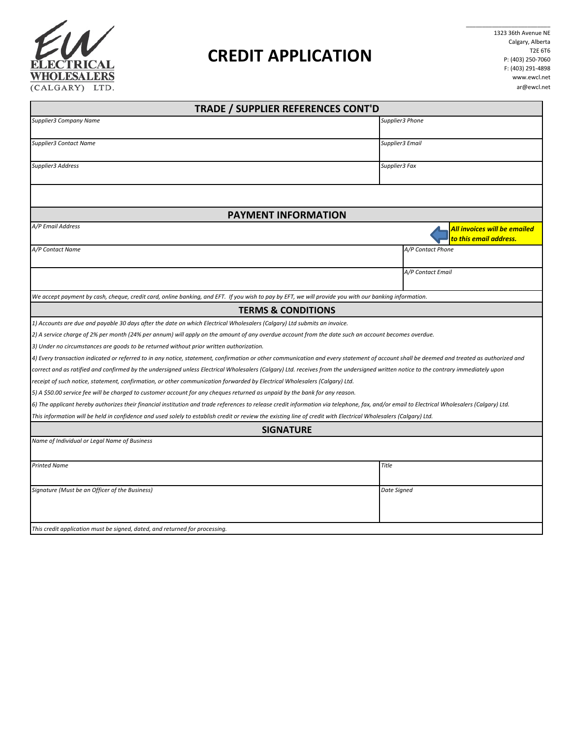# CREDIT APPLICATION

ELECTRICAL WHOLESALERS (CALGARY) LTD.

1323 36th Avenue NE
Calgary, Alberta
T2E 6T6
P: (403) 250-7060
F: (403) 291-4898
www.ewcl.net
ar@ewcl.net

## TRADE / SUPPLIER REFERENCES CONT'D

| | |
|---|---|
| *Supplier3 Company Name* | *Supplier3 Phone* |
| *Supplier3 Contact Name* | *Supplier3 Email* |
| *Supplier3 Address* | *Supplier3 Fax* |

## PAYMENT INFORMATION

| | |
|---|---|
| *A/P Email Address* | ***All invoices will be emailed to this email address.*** |
| *A/P Contact Name* | *A/P Contact Phone* |
| | *A/P Contact Email* |

*We accept payment by cash, cheque, credit card, online banking, and EFT. If you wish to pay by EFT, we will provide you with our banking information.*

## TERMS & CONDITIONS

*1) Accounts are due and payable 30 days after the date on which Electrical Wholesalers (Calgary) Ltd submits an invoice.*

*2) A service charge of 2% per month (24% per annum) will apply on the amount of any overdue account from the date such an account becomes overdue.*

*3) Under no circumstances are goods to be returned without prior written authorization.*

*4) Every transaction indicated or referred to in any notice, statement, confirmation or other communication and every statement of account shall be deemed and treated as authorized and correct and as ratified and confirmed by the undersigned unless Electrical Wholesalers (Calgary) Ltd. receives from the undersigned written notice to the contrary immediately upon receipt of such notice, statement, confirmation, or other communication forwarded by Electrical Wholesalers (Calgary) Ltd.*

*5) A $50.00 service fee will be charged to customer account for any cheques returned as unpaid by the bank for any reason.*

*6) The applicant hereby authorizes their financial institution and trade references to release credit information via telephone, fax, and/or email to Electrical Wholesalers (Calgary) Ltd. This information will be held in confidence and used solely to establish credit or review the existing line of credit with Electrical Wholesalers (Calgary) Ltd.*

## SIGNATURE

| | |
|---|---|
| *Name of Individual or Legal Name of Business* | |
| *Printed Name* | *Title* |
| *Signature (Must be an Officer of the Business)* | *Date Signed* |

*This credit application must be signed, dated, and returned for processing.*